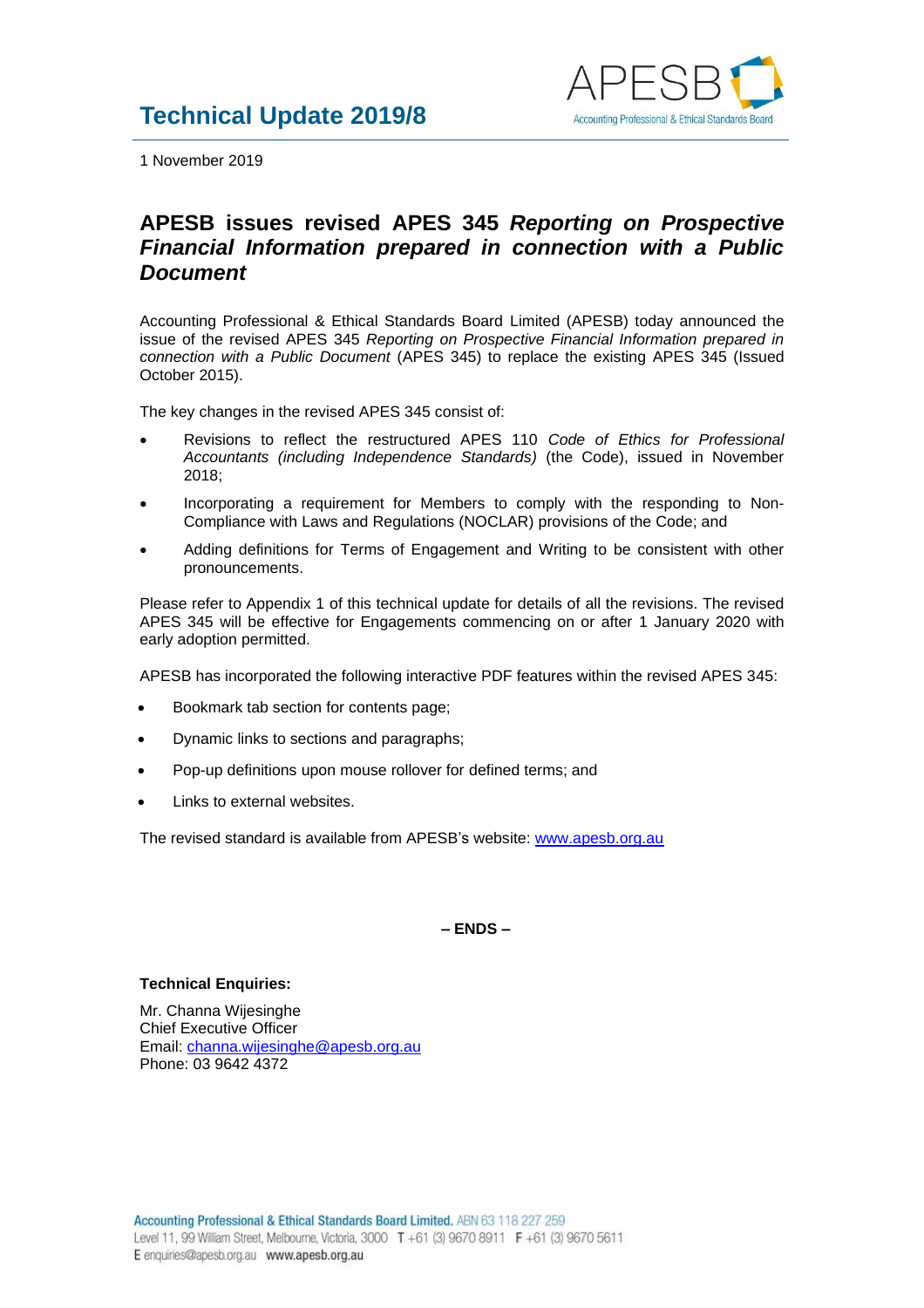# Technical Update 2019/8

1 November 2019

## APESB issues revised APES 345 *Reporting on Prospective Financial Information prepared in connection with a Public Document*

Accounting Professional & Ethical Standards Board Limited (APESB) today announced the issue of the revised APES 345 *Reporting on Prospective Financial Information prepared in connection with a Public Document* (APES 345) to replace the existing APES 345 (Issued October 2015).

The key changes in the revised APES 345 consist of:

- Revisions to reflect the restructured APES 110 *Code of Ethics for Professional Accountants (including Independence Standards)* (the Code), issued in November 2018;
- Incorporating a requirement for Members to comply with the responding to Non-Compliance with Laws and Regulations (NOCLAR) provisions of the Code; and
- Adding definitions for Terms of Engagement and Writing to be consistent with other pronouncements.

Please refer to Appendix 1 of this technical update for details of all the revisions. The revised APES 345 will be effective for Engagements commencing on or after 1 January 2020 with early adoption permitted.

APESB has incorporated the following interactive PDF features within the revised APES 345:

- Bookmark tab section for contents page;
- Dynamic links to sections and paragraphs;
- Pop-up definitions upon mouse rollover for defined terms; and
- Links to external websites.

The revised standard is available from APESB's website: [www.apesb.org.au](www.apesb.org.au)

**– ENDS –**

**Technical Enquiries:**

Mr. Channa Wijesinghe
Chief Executive Officer
Email: channa.wijesinghe@apesb.org.au
Phone: 03 9642 4372

**Accounting Professional & Ethical Standards Board Limited.** ABN 63 118 227 259
Level 11, 99 William Street, Melbourne, Victoria, 3000 T +61 (3) 9670 8911 F +61 (3) 9670 5611
E enquiries@apesb.org.au **www.apesb.org.au**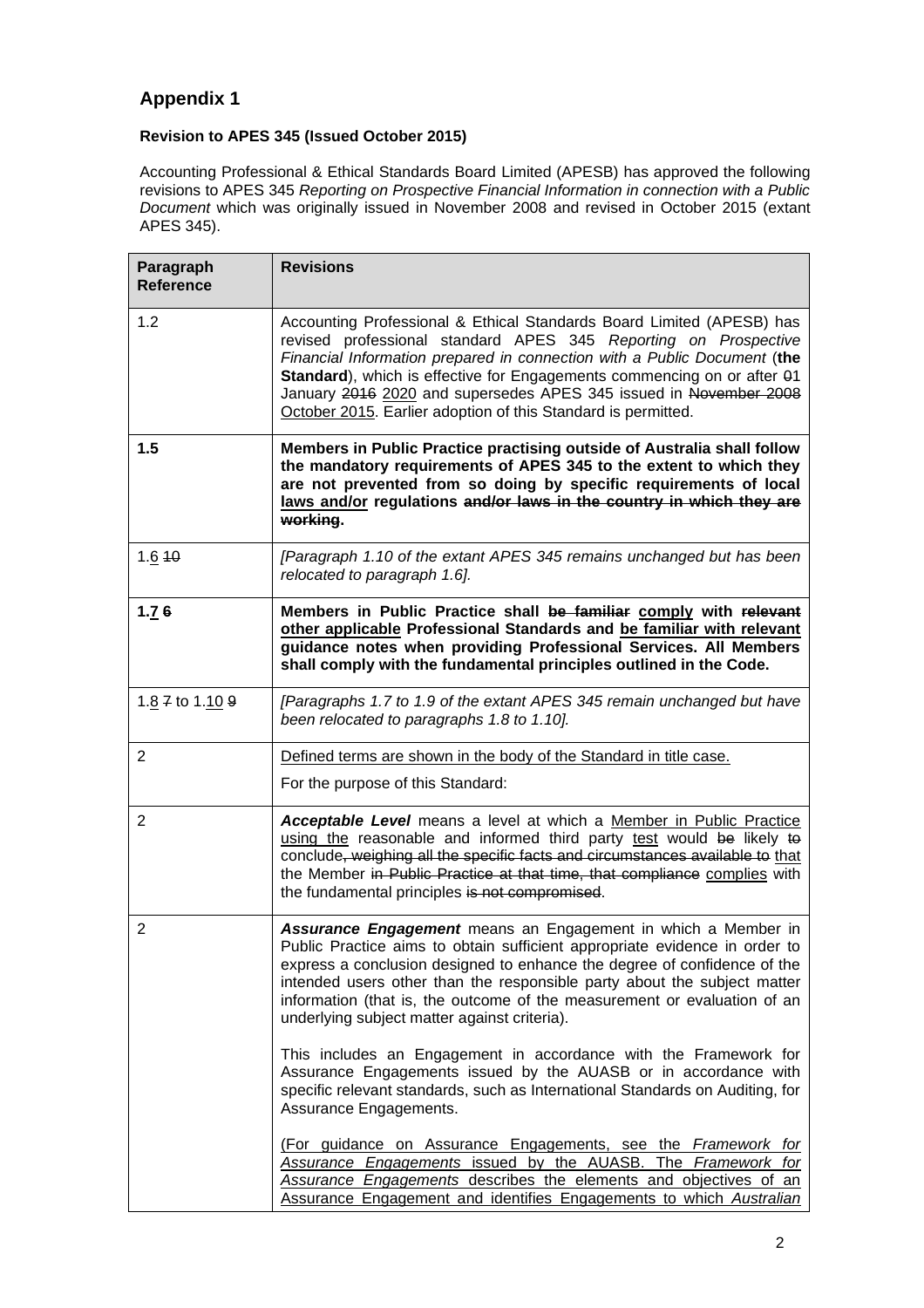## Appendix 1

**Revision to APES 345 (Issued October 2015)**

Accounting Professional & Ethical Standards Board Limited (APESB) has approved the following revisions to APES 345 *Reporting on Prospective Financial Information in connection with a Public Document* which was originally issued in November 2008 and revised in October 2015 (extant APES 345).

| Paragraph Reference | Revisions |
|---|---|
| 1.2 | Accounting Professional & Ethical Standards Board Limited (APESB) has revised professional standard APES 345 *Reporting on Prospective Financial Information prepared in connection with a Public Document* (**the Standard**), which is effective for Engagements commencing on or after ~~0~~1 January ~~2016~~ 2020 and supersedes APES 345 issued in ~~November 2008~~ October 2015. Earlier adoption of this Standard is permitted. |
| **1.5** | **Members in Public Practice practising outside of Australia shall follow the mandatory requirements of APES 345 to the extent to which they are not prevented from so doing by specific requirements of local laws and/or regulations ~~and/or laws in the country in which they are working~~.** |
| 1.6 ~~10~~ | *[Paragraph 1.10 of the extant APES 345 remains unchanged but has been relocated to paragraph 1.6].* |
| **1.7 ~~6~~** | **Members in Public Practice shall ~~be familiar~~ comply with ~~relevant~~ other applicable Professional Standards and be familiar with relevant guidance notes when providing Professional Services. All Members shall comply with the fundamental principles outlined in the Code.** |
| 1.8 ~~7~~ to 1.10 ~~9~~ | *[Paragraphs 1.7 to 1.9 of the extant APES 345 remain unchanged but have been relocated to paragraphs 1.8 to 1.10].* |
| 2 | Defined terms are shown in the body of the Standard in title case.<br><br>For the purpose of this Standard: |
| 2 | ***Acceptable Level*** means a level at which a Member in Public Practice using the reasonable and informed third party test would ~~be~~ likely ~~to~~ conclude~~, weighing all the specific facts and circumstances available to~~ that the Member ~~in Public Practice at that time, that compliance~~ complies with the fundamental principles ~~is not compromised~~. |
| 2 | ***Assurance Engagement*** means an Engagement in which a Member in Public Practice aims to obtain sufficient appropriate evidence in order to express a conclusion designed to enhance the degree of confidence of the intended users other than the responsible party about the subject matter information (that is, the outcome of the measurement or evaluation of an underlying subject matter against criteria).<br><br>This includes an Engagement in accordance with the Framework for Assurance Engagements issued by the AUASB or in accordance with specific relevant standards, such as International Standards on Auditing, for Assurance Engagements.<br><br>(For guidance on Assurance Engagements, see the *Framework for Assurance Engagements* issued by the AUASB. The *Framework for Assurance Engagements* describes the elements and objectives of an Assurance Engagement and identifies Engagements to which *Australian* |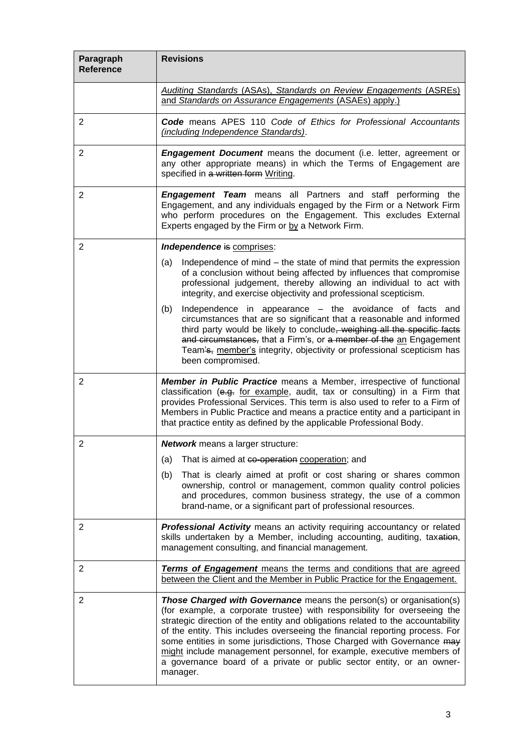| Paragraph Reference | Revisions |
|---|---|
| | <u>*Auditing Standards* (ASAs), *Standards on Review Engagements* (ASREs) and *Standards on Assurance Engagements* (ASAEs) apply.)</u> |
| 2 | ***Code*** means APES 110 *Code of Ethics for Professional Accountants <u>(including Independence Standards)</u>*. |
| 2 | ***Engagement Document*** means the document (i.e. letter, agreement or any other appropriate means) in which the Terms of Engagement are specified in ~~a written form~~ <u>Writing</u>. |
| 2 | ***Engagement Team*** means all Partners and staff performing the Engagement, and any individuals engaged by the Firm or a Network Firm who perform procedures on the Engagement. This excludes External Experts engaged by the Firm or <u>by</u> a Network Firm. |
| 2 | ***Independence*** ~~is~~ <u>comprises</u>:<br>(a) Independence of mind – the state of mind that permits the expression of a conclusion without being affected by influences that compromise professional judgement, thereby allowing an individual to act with integrity, and exercise objectivity and professional scepticism.<br>(b) Independence in appearance – the avoidance of facts and circumstances that are so significant that a reasonable and informed third party would be likely to conclude~~, weighing all the specific facts and circumstances,~~ that a Firm's, or ~~a member of the~~ <u>an</u> Engagement Team~~'s,~~ <u>member's</u> integrity, objectivity or professional scepticism has been compromised. |
| 2 | ***Member in Public Practice*** means a Member, irrespective of functional classification (~~e.g.~~ <u>for example</u>, audit, tax or consulting) in a Firm that provides Professional Services. This term is also used to refer to a Firm of Members in Public Practice and means a practice entity and a participant in that practice entity as defined by the applicable Professional Body. |
| 2 | ***Network*** means a larger structure:<br>(a) That is aimed at ~~co-operation~~ <u>cooperation</u>; and<br>(b) That is clearly aimed at profit or cost sharing or shares common ownership, control or management, common quality control policies and procedures, common business strategy, the use of a common brand-name, or a significant part of professional resources. |
| 2 | ***Professional Activity*** means an activity requiring accountancy or related skills undertaken by a Member, including accounting, auditing, tax~~ation~~, management consulting, and financial management. |
| 2 | <u>***Terms of Engagement*** means the terms and conditions that are agreed between the Client and the Member in Public Practice for the Engagement.</u> |
| 2 | ***Those Charged with Governance*** means the person(s) or organisation(s) (for example, a corporate trustee) with responsibility for overseeing the strategic direction of the entity and obligations related to the accountability of the entity. This includes overseeing the financial reporting process. For some entities in some jurisdictions, Those Charged with Governance ~~may~~ <u>might</u> include management personnel, for example, executive members of a governance board of a private or public sector entity, or an owner-manager. |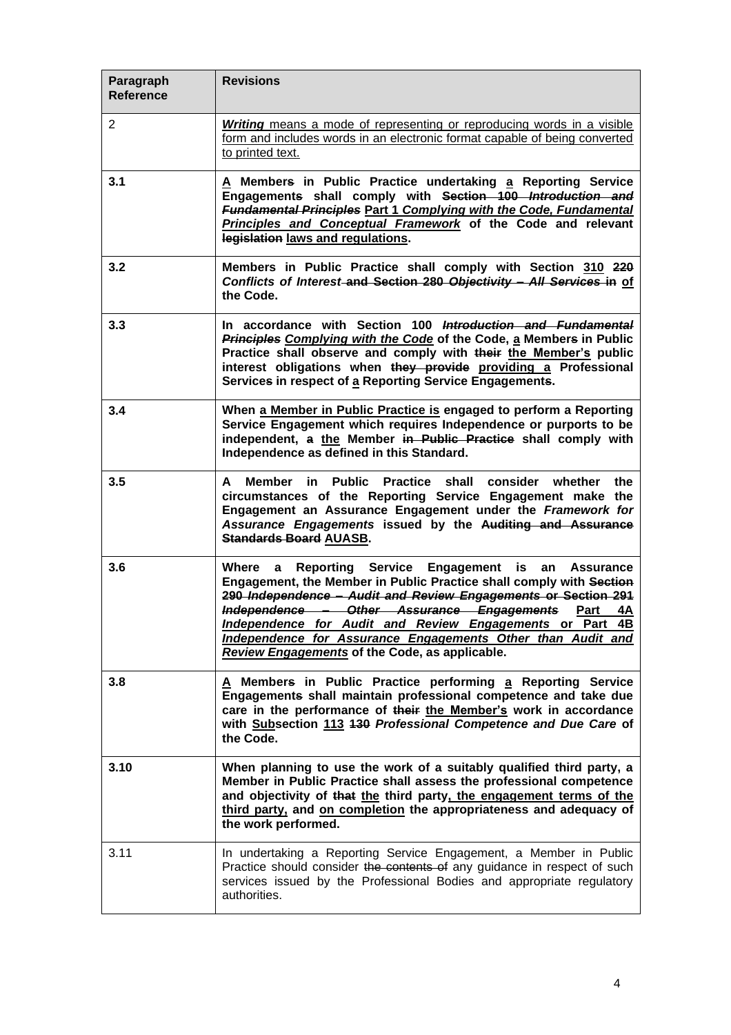| Paragraph Reference | Revisions |
|---|---|
| 2 | <u>***Writing*** means a mode of representing or reproducing words in a visible form and includes words in an electronic format capable of being converted to printed text.</u> |
| **3.1** | **<u>A</u> Member~~s~~ in Public Practice undertaking <u>a</u> Reporting Service Engagement~~s~~ shall comply with ~~Section 100 *Introduction and Fundamental Principles*~~ <u>Part 1 *Complying with the Code, Fundamental Principles and Conceptual Framework*</u> of the Code and relevant ~~legislation~~ <u>laws and regulations</u>.** |
| **3.2** | **Members in Public Practice shall comply with Section <u>310</u> ~~220~~ *Conflicts of Interest* ~~and Section 280 *Objectivity – All Services*~~ ~~in~~ <u>of</u> the Code.** |
| **3.3** | **In accordance with Section 100 ~~*Introduction and Fundamental Principles*~~ <u>*Complying with the Code*</u> of the Code, <u>a</u> Member~~s~~ in Public Practice shall observe and comply with ~~their~~ <u>the Member's</u> public interest obligations when ~~they provide~~ <u>providing a</u> Professional Service~~s~~ in respect of <u>a</u> Reporting Service Engagement~~s~~.** |
| **3.4** | **When <u>a Member in Public Practice is</u> engaged to perform a Reporting Service Engagement which requires Independence or purports to be independent, ~~a~~ <u>the</u> Member ~~in Public Practice~~ shall comply with Independence as defined in this Standard.** |
| **3.5** | **A Member in Public Practice shall consider whether the circumstances of the Reporting Service Engagement make the Engagement an Assurance Engagement under the *Framework for Assurance Engagements* issued by the ~~Auditing and Assurance Standards Board~~ <u>AUASB</u>.** |
| **3.6** | **Where a Reporting Service Engagement is an Assurance Engagement, the Member in Public Practice shall comply with ~~Section 290 *Independence – Audit and Review Engagements* or Section 291 *Independence – Other Assurance Engagements*~~ <u>Part 4A *Independence for Audit and Review Engagements* or Part 4B *Independence for Assurance Engagements Other than Audit and Review Engagements*</u> of the Code, as applicable.** |
| **3.8** | **<u>A</u> Member~~s~~ in Public Practice performing <u>a</u> Reporting Service Engagement~~s~~ shall maintain professional competence and take due care in the performance of ~~their~~ <u>the Member's</u> work in accordance with <u>Sub</u>section <u>113</u> ~~130~~ *Professional Competence and Due Care* of the Code.** |
| **3.10** | **When planning to use the work of a suitably qualified third party, a Member in Public Practice shall assess the professional competence and objectivity of ~~that~~ <u>the</u> third party<u>, the engagement terms of the third party,</u> and <u>on completion</u> the appropriateness and adequacy of the work performed.** |
| 3.11 | In undertaking a Reporting Service Engagement, a Member in Public Practice should consider ~~the contents of~~ any guidance in respect of such services issued by the Professional Bodies and appropriate regulatory authorities. |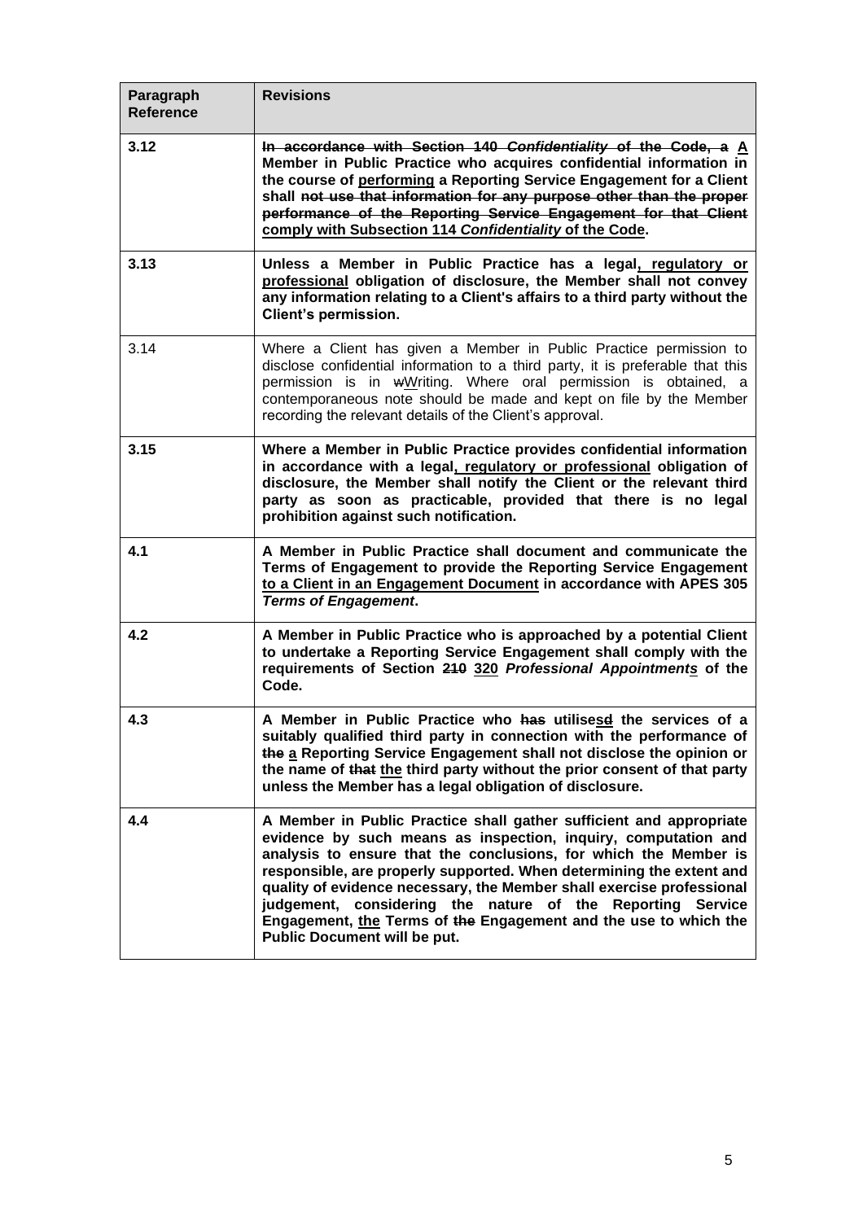| Paragraph Reference | Revisions |
|---|---|
| **3.12** | **~~In accordance with Section 140 *Confidentiality* of the Code, a~~ A Member in Public Practice who acquires confidential information in the course of performing a Reporting Service Engagement for a Client shall ~~not use that information for any purpose other than the proper performance of the Reporting Service Engagement for that Client~~ comply with Subsection 114 *Confidentiality* of the Code.** |
| **3.13** | **Unless a Member in Public Practice has a legal, regulatory or professional obligation of disclosure, the Member shall not convey any information relating to a Client's affairs to a third party without the Client's permission.** |
| 3.14 | Where a Client has given a Member in Public Practice permission to disclose confidential information to a third party, it is preferable that this permission is in ~~w~~Writing. Where oral permission is obtained, a contemporaneous note should be made and kept on file by the Member recording the relevant details of the Client's approval. |
| **3.15** | **Where a Member in Public Practice provides confidential information in accordance with a legal, regulatory or professional obligation of disclosure, the Member shall notify the Client or the relevant third party as soon as practicable, provided that there is no legal prohibition against such notification.** |
| **4.1** | **A Member in Public Practice shall document and communicate the Terms of Engagement to provide the Reporting Service Engagement to a Client in an Engagement Document in accordance with APES 305 *Terms of Engagement*.** |
| **4.2** | **A Member in Public Practice who is approached by a potential Client to undertake a Reporting Service Engagement shall comply with the requirements of Section ~~210~~ 320 *Professional Appointments* of the Code.** |
| **4.3** | **A Member in Public Practice who ~~has~~ utilises~~d~~ the services of a suitably qualified third party in connection with the performance of ~~the~~ a Reporting Service Engagement shall not disclose the opinion or the name of ~~that~~ the third party without the prior consent of that party unless the Member has a legal obligation of disclosure.** |
| **4.4** | **A Member in Public Practice shall gather sufficient and appropriate evidence by such means as inspection, inquiry, computation and analysis to ensure that the conclusions, for which the Member is responsible, are properly supported. When determining the extent and quality of evidence necessary, the Member shall exercise professional judgement, considering the nature of the Reporting Service Engagement, the Terms of ~~the~~ Engagement and the use to which the Public Document will be put.** |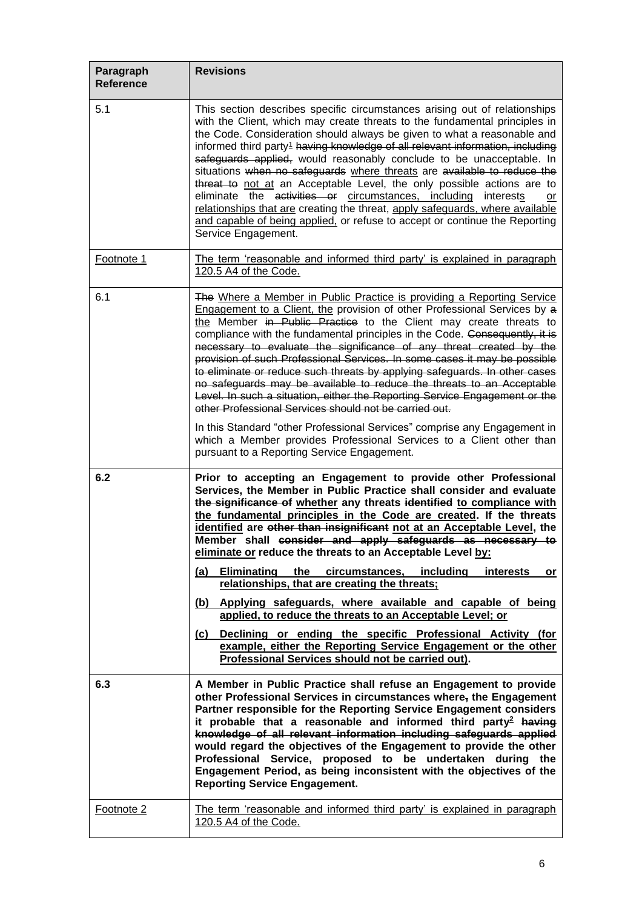| Paragraph Reference | Revisions |
|---|---|
| 5.1 | This section describes specific circumstances arising out of relationships with the Client, which may create threats to the fundamental principles in the Code. Consideration should always be given to what a reasonable and informed third party[1] ~~having knowledge of all relevant information, including safeguards applied,~~ would reasonably conclude to be unacceptable. In situations ~~when no safeguards~~ <u>where threats</u> are ~~available to reduce the threat to~~ <u>not at</u> an Acceptable Level, the only possible actions are to eliminate the ~~activities or~~ <u>circumstances, including</u> interest<u>s</u> <u>or relationships that are</u> creating the threat, <u>apply safeguards, where available and capable of being applied,</u> or refuse to accept or continue the Reporting Service Engagement. |
| <u>Footnote 1</u> | <u>The term 'reasonable and informed third party' is explained in paragraph 120.5 A4 of the Code.</u> |
| 6.1 | ~~The~~ <u>Where a Member in Public Practice is providing a Reporting Service Engagement to a Client, the</u> provision of other Professional Services by ~~a~~ <u>the</u> Member ~~in Public Practice~~ to the Client may create threats to compliance with the fundamental principles in the Code. ~~Consequently, it is necessary to evaluate the significance of any threat created by the provision of such Professional Services. In some cases it may be possible to eliminate or reduce such threats by applying safeguards. In other cases no safeguards may be available to reduce the threats to an Acceptable Level. In such a situation, either the Reporting Service Engagement or the other Professional Services should not be carried out.~~<br><br>In this Standard "other Professional Services" comprise any Engagement in which a Member provides Professional Services to a Client other than pursuant to a Reporting Service Engagement. |
| **6.2** | **Prior to accepting an Engagement to provide other Professional Services, the Member in Public Practice shall consider and evaluate ~~the significance of~~ <u>whether</u> any threats ~~identified~~ <u>to compliance with the fundamental principles in the Code are created</u>. If the threats <u>identified</u> are ~~other than insignificant~~ <u>not at an Acceptable Level</u>, the Member shall ~~consider and apply safeguards as necessary to~~ <u>eliminate or</u> reduce the threats to an Acceptable Level <u>by:</u>**<br><br>**<u>(a) Eliminating the circumstances, including interests or relationships, that are creating the threats;</u>**<br><br>**<u>(b) Applying safeguards, where available and capable of being applied, to reduce the threats to an Acceptable Level; or</u>**<br><br>**<u>(c) Declining or ending the specific Professional Activity (for example, either the Reporting Service Engagement or the other Professional Services should not be carried out)</u>.** |
| **6.3** | **A Member in Public Practice shall refuse an Engagement to provide other Professional Services in circumstances where~~,~~ the Engagement Partner responsible for the Reporting Service Engagement considers it probable that a reasonable and informed third party[2] ~~having knowledge of all relevant information including safeguards applied~~ would regard the objectives of the Engagement to provide the other Professional Service, proposed to be undertaken during the Engagement Period, as being inconsistent with the objectives of the Reporting Service Engagement.** |
| <u>Footnote 2</u> | <u>The term 'reasonable and informed third party' is explained in paragraph 120.5 A4 of the Code.</u> |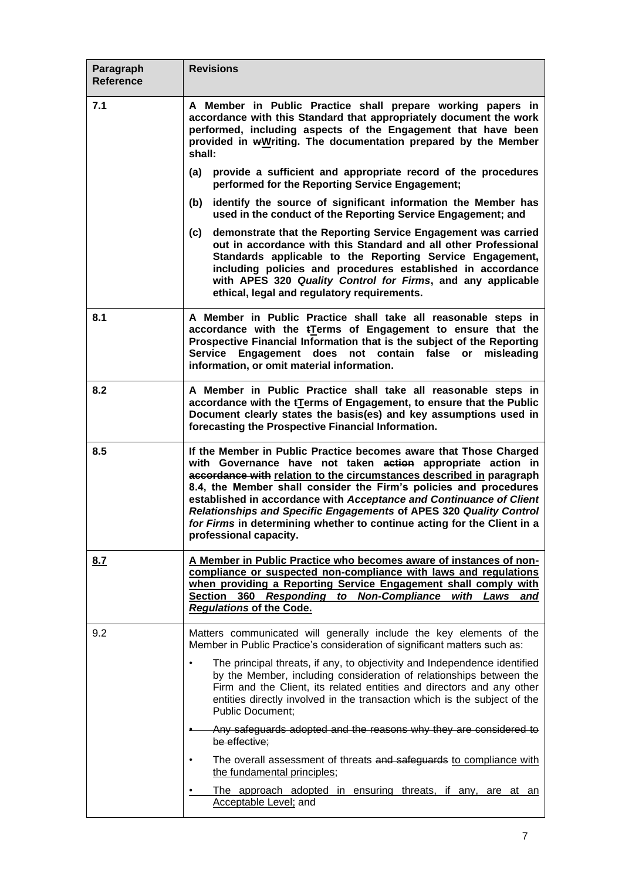| Paragraph Reference | Revisions |
|---|---|
| **7.1** | **A Member in Public Practice shall prepare working papers in accordance with this Standard that appropriately document the work performed, including aspects of the Engagement that have been provided in ~~w~~<u>W</u>riting. The documentation prepared by the Member shall:**<br>**(a) provide a sufficient and appropriate record of the procedures performed for the Reporting Service Engagement;**<br>**(b) identify the source of significant information the Member has used in the conduct of the Reporting Service Engagement; and**<br>**(c) demonstrate that the Reporting Service Engagement was carried out in accordance with this Standard and all other Professional Standards applicable to the Reporting Service Engagement, including policies and procedures established in accordance with APES 320 *Quality Control for Firms*, and any applicable ethical, legal and regulatory requirements.** |
| **8.1** | **A Member in Public Practice shall take all reasonable steps in accordance with the ~~t~~<u>T</u>erms of Engagement to ensure that the Prospective Financial Information that is the subject of the Reporting Service Engagement does not contain false or misleading information, or omit material information.** |
| **8.2** | **A Member in Public Practice shall take all reasonable steps in accordance with the ~~t~~<u>T</u>erms of Engagement, to ensure that the Public Document clearly states the basis(es) and key assumptions used in forecasting the Prospective Financial Information.** |
| **8.5** | **If the Member in Public Practice becomes aware that Those Charged with Governance have not taken ~~action~~ appropriate action in ~~accordance with~~ <u>relation to the circumstances described in</u> paragraph 8.4, the Member shall consider the Firm's policies and procedures established in accordance with *Acceptance and Continuance of Client Relationships and Specific Engagements* of APES 320 *Quality Control for Firms* in determining whether to continue acting for the Client in a professional capacity.** |
| **<u>8.7</u>** | **<u>A Member in Public Practice who becomes aware of instances of non-compliance or suspected non-compliance with laws and regulations when providing a Reporting Service Engagement shall comply with Section 360 *Responding to Non-Compliance with Laws and Regulations* of the Code.</u>** |
| 9.2 | Matters communicated will generally include the key elements of the Member in Public Practice's consideration of significant matters such as:<br>• The principal threats, if any, to objectivity and Independence identified by the Member, including consideration of relationships between the Firm and the Client, its related entities and directors and any other entities directly involved in the transaction which is the subject of the Public Document;<br>~~• Any safeguards adopted and the reasons why they are considered to be effective;~~<br>• The overall assessment of threats ~~and safeguards~~ <u>to compliance with the fundamental principles</u>;<br><u>• The approach adopted in ensuring threats, if any, are at an Acceptable Level;</u> and |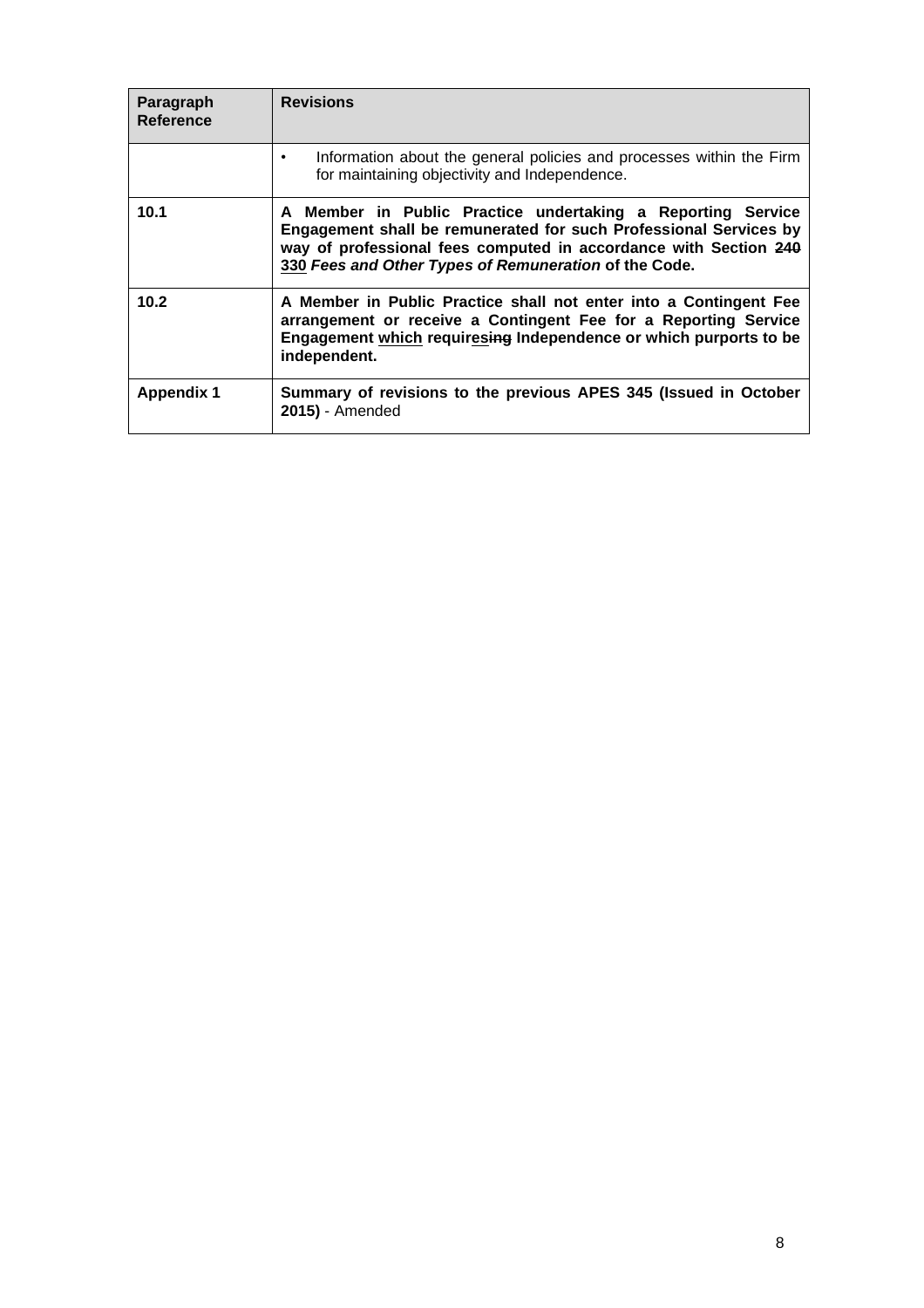| Paragraph Reference | Revisions |
|---|---|
| | • Information about the general policies and processes within the Firm for maintaining objectivity and Independence. |
| **10.1** | **A Member in Public Practice undertaking a Reporting Service Engagement shall be remunerated for such Professional Services by way of professional fees computed in accordance with Section ~~240~~ <u>330</u> *Fees and Other Types of Remuneration* of the Code.** |
| **10.2** | **A Member in Public Practice shall not enter into a Contingent Fee arrangement or receive a Contingent Fee for a Reporting Service Engagement <u>which</u> requir<u>es</u>~~ing~~ Independence or which purports to be independent.** |
| **Appendix 1** | **Summary of revisions to the previous APES 345 (Issued in October 2015)** - Amended |